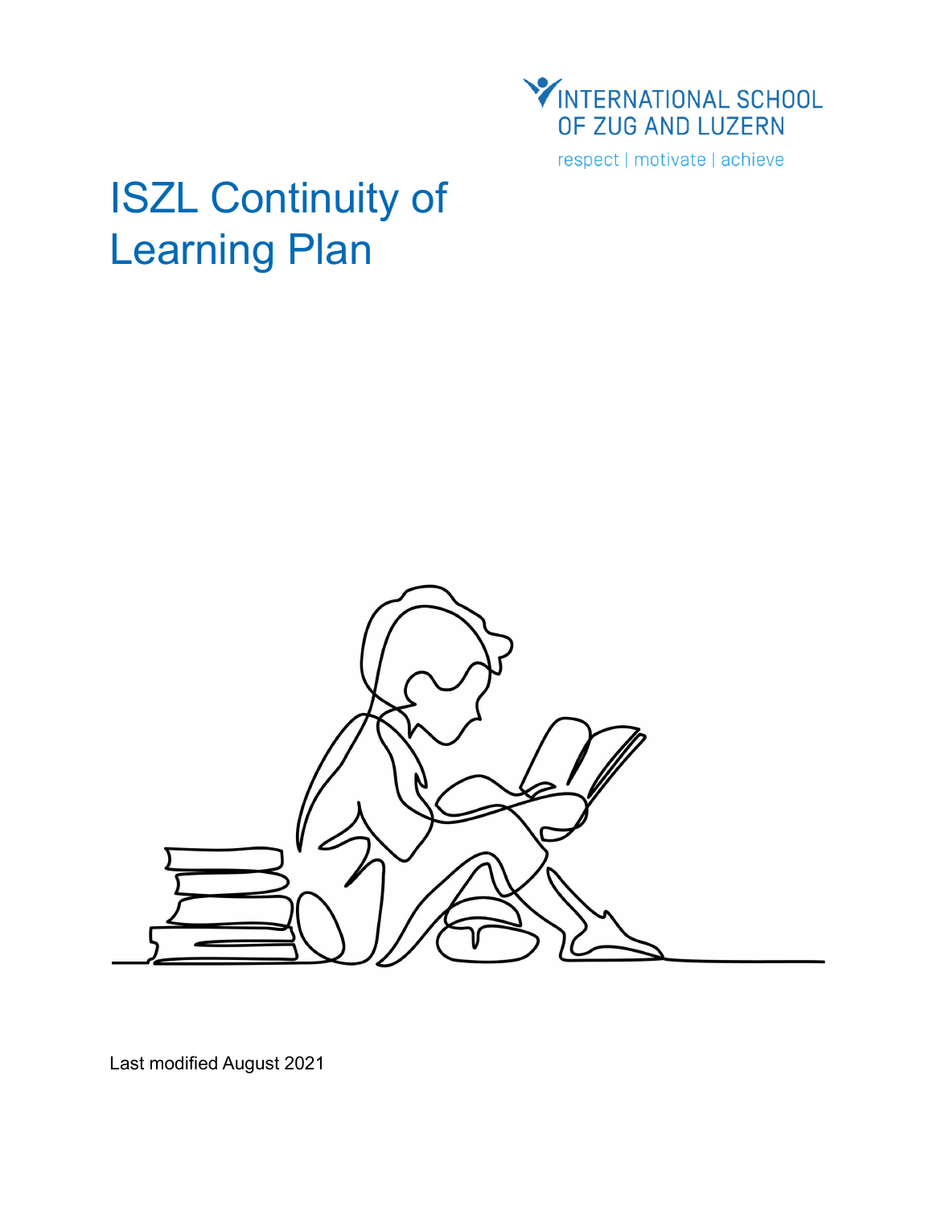INTERNATIONAL SCHOOL OF ZUG AND LUZERN

respect | motivate | achieve

# ISZL Continuity of Learning Plan

Last modified August 2021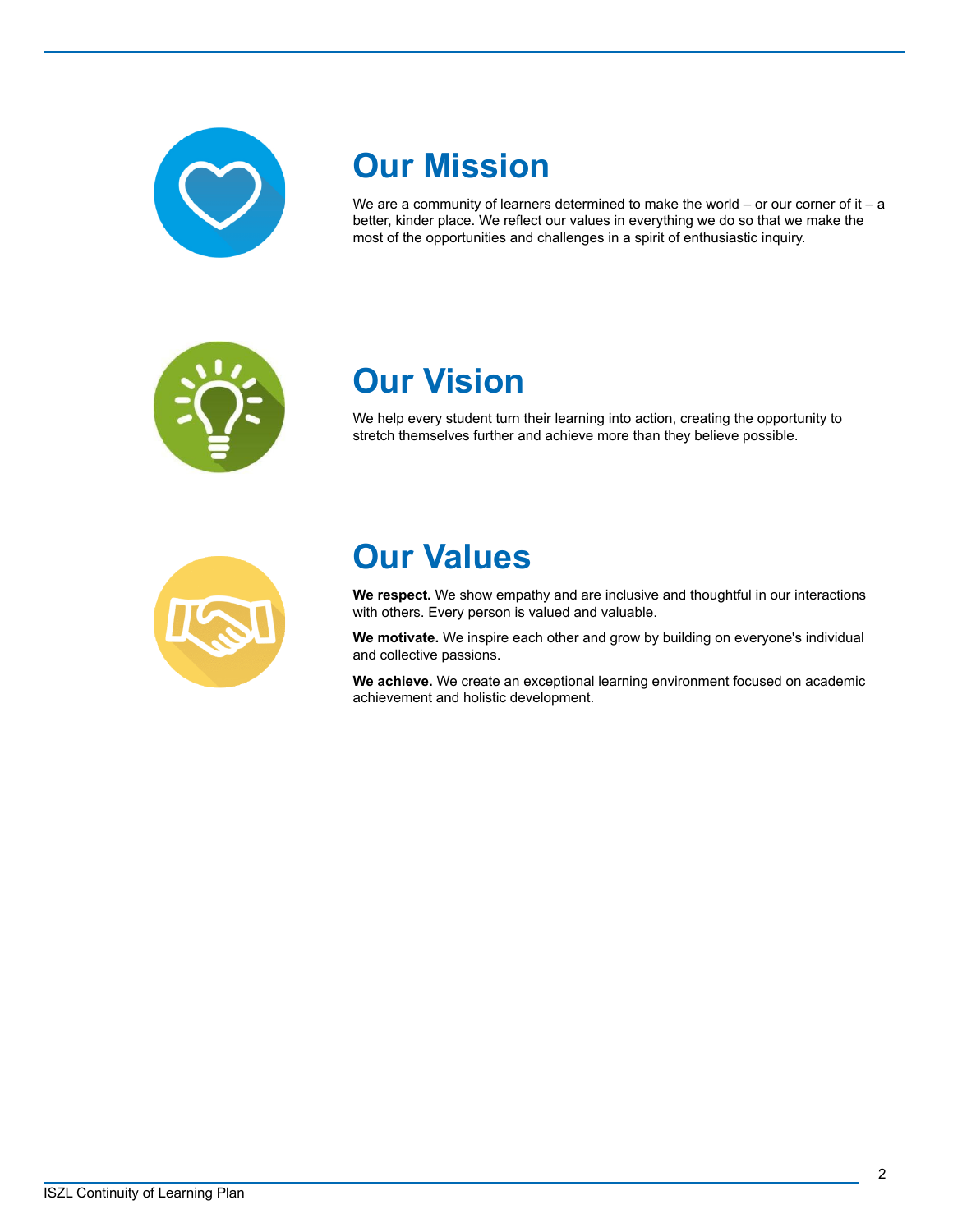# Our Mission

We are a community of learners determined to make the world – or our corner of it – a better, kinder place. We reflect our values in everything we do so that we make the most of the opportunities and challenges in a spirit of enthusiastic inquiry.

# Our Vision

We help every student turn their learning into action, creating the opportunity to stretch themselves further and achieve more than they believe possible.

# Our Values

**We respect.** We show empathy and are inclusive and thoughtful in our interactions with others. Every person is valued and valuable.

**We motivate.** We inspire each other and grow by building on everyone's individual and collective passions.

**We achieve.** We create an exceptional learning environment focused on academic achievement and holistic development.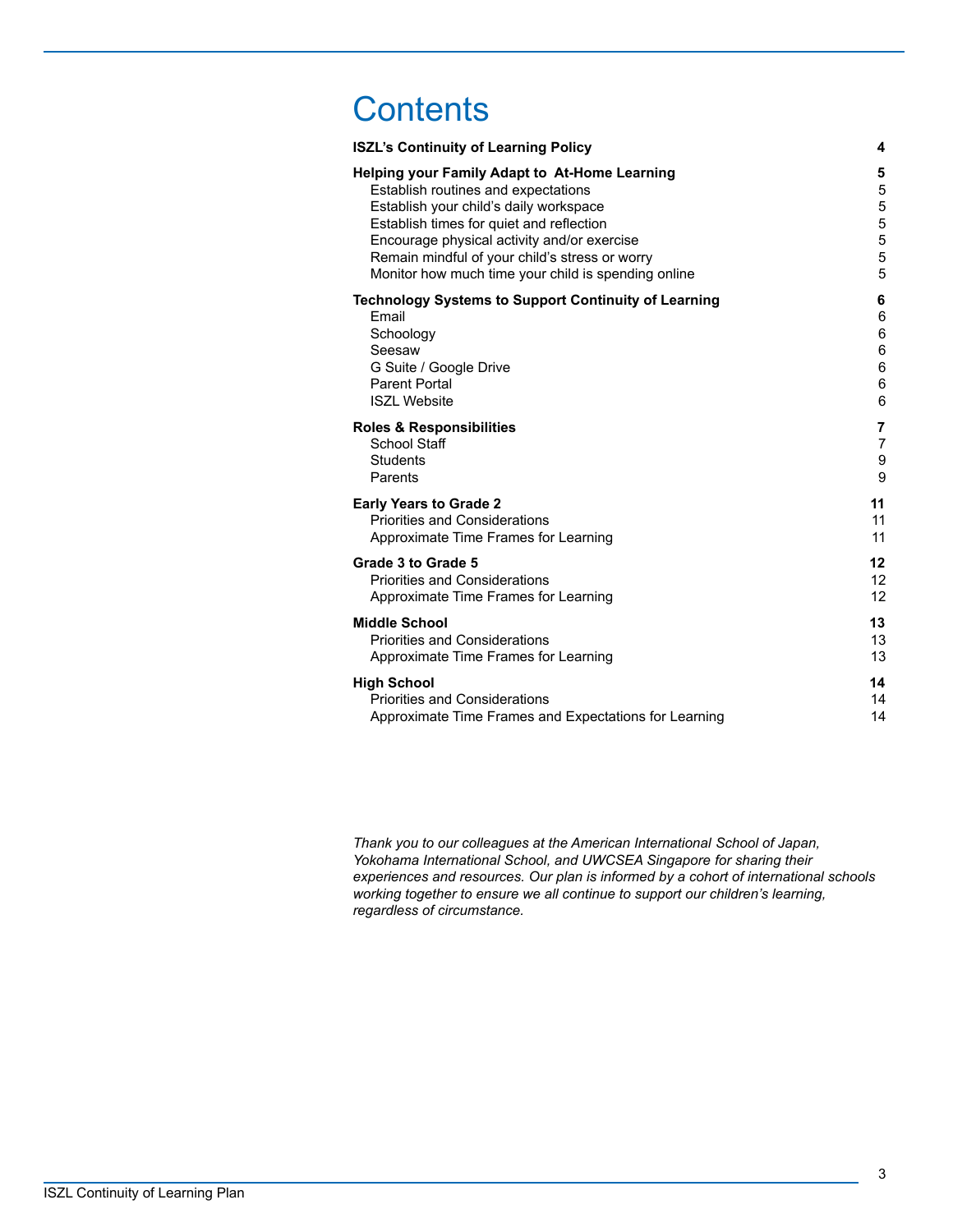# Contents

| | |
|---|---|
| **ISZL's Continuity of Learning Policy** | **4** |
| **Helping your Family Adapt to At-Home Learning** | **5** |
| Establish routines and expectations | 5 |
| Establish your child's daily workspace | 5 |
| Establish times for quiet and reflection | 5 |
| Encourage physical activity and/or exercise | 5 |
| Remain mindful of your child's stress or worry | 5 |
| Monitor how much time your child is spending online | 5 |
| **Technology Systems to Support Continuity of Learning** | **6** |
| Email | 6 |
| Schoology | 6 |
| Seesaw | 6 |
| G Suite / Google Drive | 6 |
| Parent Portal | 6 |
| ISZL Website | 6 |
| **Roles & Responsibilities** | **7** |
| School Staff | 7 |
| Students | 9 |
| Parents | 9 |
| **Early Years to Grade 2** | **11** |
| Priorities and Considerations | 11 |
| Approximate Time Frames for Learning | 11 |
| **Grade 3 to Grade 5** | **12** |
| Priorities and Considerations | 12 |
| Approximate Time Frames for Learning | 12 |
| **Middle School** | **13** |
| Priorities and Considerations | 13 |
| Approximate Time Frames for Learning | 13 |
| **High School** | **14** |
| Priorities and Considerations | 14 |
| Approximate Time Frames and Expectations for Learning | 14 |

*Thank you to our colleagues at the American International School of Japan, Yokohama International School, and UWCSEA Singapore for sharing their experiences and resources. Our plan is informed by a cohort of international schools working together to ensure we all continue to support our children's learning, regardless of circumstance.*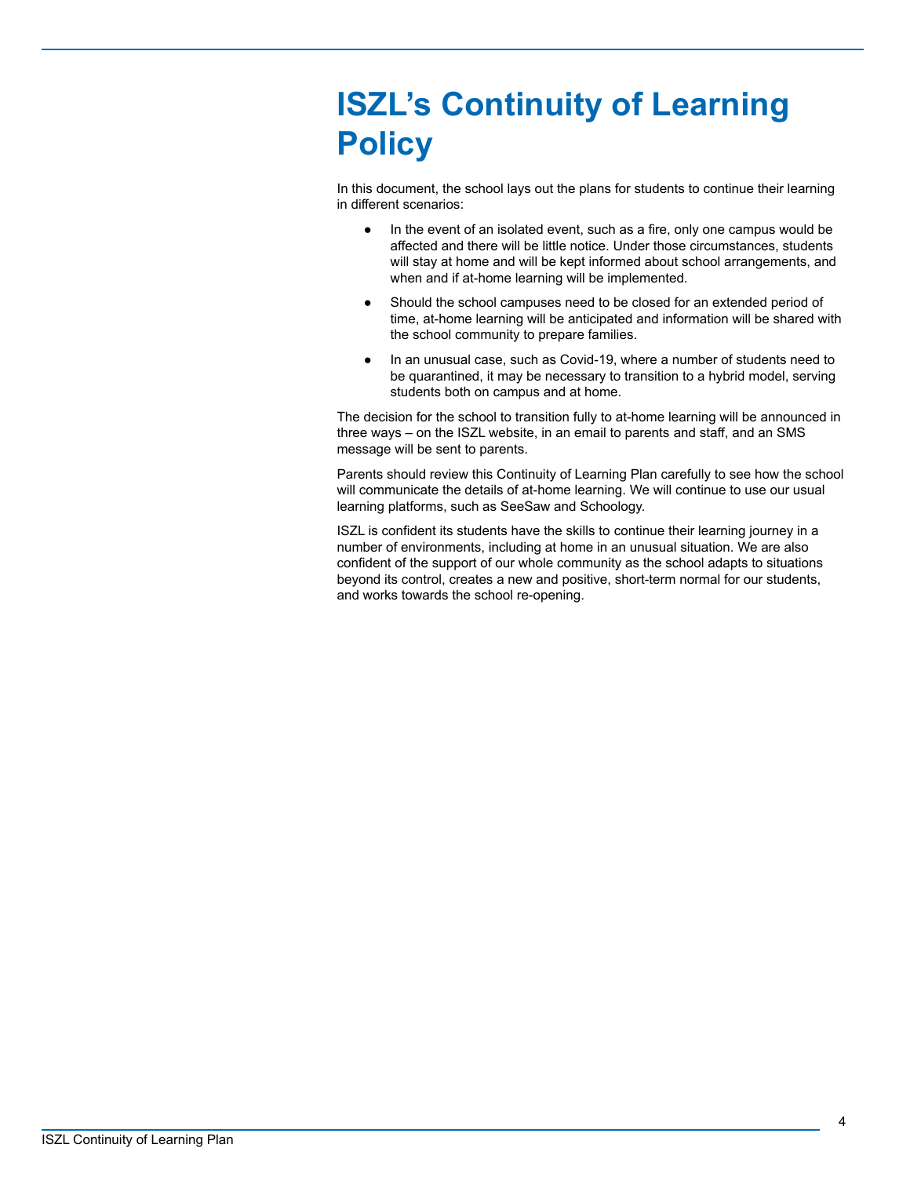# ISZL's Continuity of Learning Policy

In this document, the school lays out the plans for students to continue their learning in different scenarios:

- In the event of an isolated event, such as a fire, only one campus would be affected and there will be little notice. Under those circumstances, students will stay at home and will be kept informed about school arrangements, and when and if at-home learning will be implemented.
- Should the school campuses need to be closed for an extended period of time, at-home learning will be anticipated and information will be shared with the school community to prepare families.
- In an unusual case, such as Covid-19, where a number of students need to be quarantined, it may be necessary to transition to a hybrid model, serving students both on campus and at home.

The decision for the school to transition fully to at-home learning will be announced in three ways – on the ISZL website, in an email to parents and staff, and an SMS message will be sent to parents.

Parents should review this Continuity of Learning Plan carefully to see how the school will communicate the details of at-home learning. We will continue to use our usual learning platforms, such as SeeSaw and Schoology.

ISZL is confident its students have the skills to continue their learning journey in a number of environments, including at home in an unusual situation. We are also confident of the support of our whole community as the school adapts to situations beyond its control, creates a new and positive, short-term normal for our students, and works towards the school re-opening.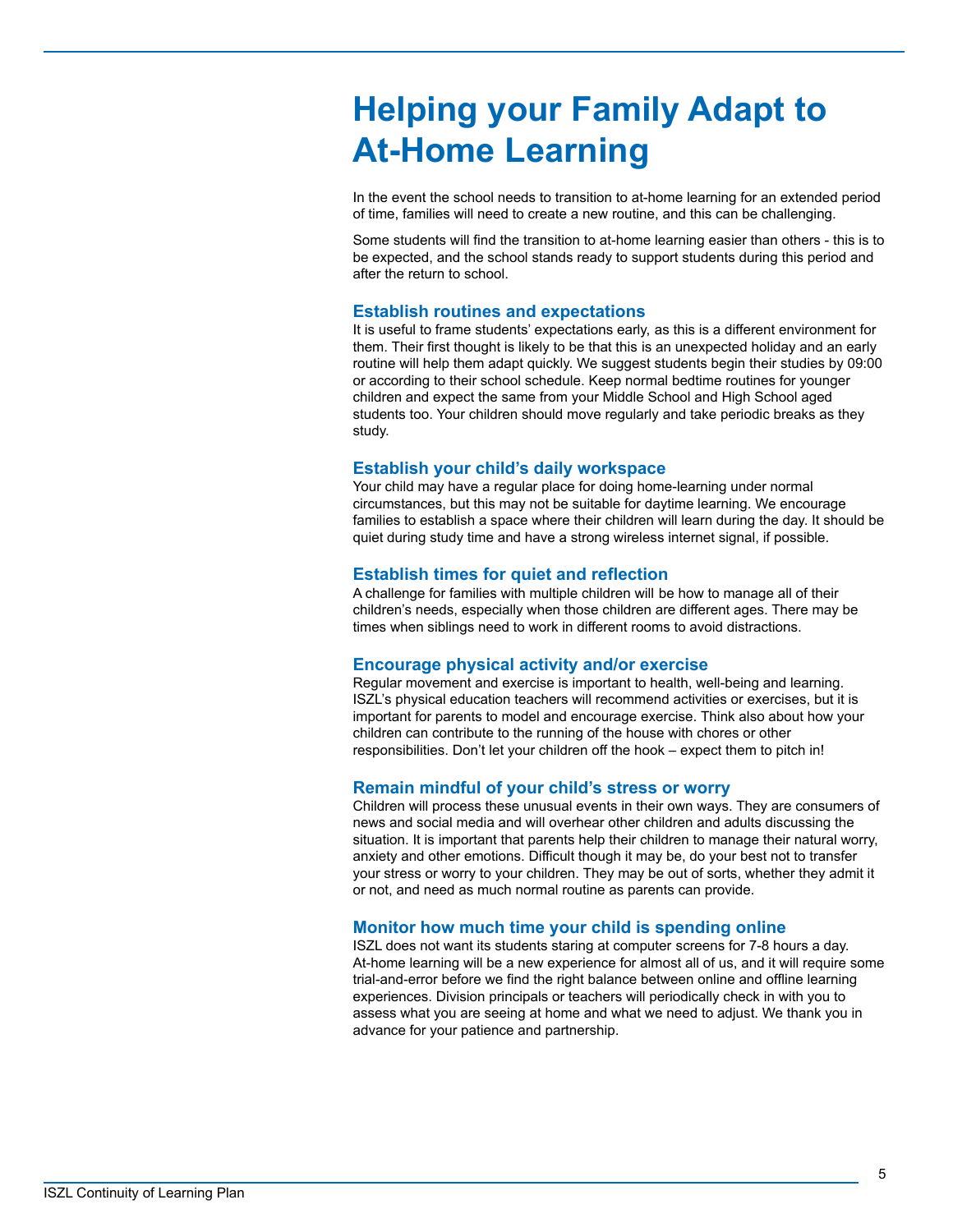# Helping your Family Adapt to At-Home Learning

In the event the school needs to transition to at-home learning for an extended period of time, families will need to create a new routine, and this can be challenging.

Some students will find the transition to at-home learning easier than others - this is to be expected, and the school stands ready to support students during this period and after the return to school.

### Establish routines and expectations

It is useful to frame students' expectations early, as this is a different environment for them. Their first thought is likely to be that this is an unexpected holiday and an early routine will help them adapt quickly. We suggest students begin their studies by 09:00 or according to their school schedule. Keep normal bedtime routines for younger children and expect the same from your Middle School and High School aged students too. Your children should move regularly and take periodic breaks as they study.

### Establish your child's daily workspace

Your child may have a regular place for doing home-learning under normal circumstances, but this may not be suitable for daytime learning. We encourage families to establish a space where their children will learn during the day. It should be quiet during study time and have a strong wireless internet signal, if possible.

### Establish times for quiet and reflection

A challenge for families with multiple children will be how to manage all of their children's needs, especially when those children are different ages. There may be times when siblings need to work in different rooms to avoid distractions.

### Encourage physical activity and/or exercise

Regular movement and exercise is important to health, well-being and learning. ISZL's physical education teachers will recommend activities or exercises, but it is important for parents to model and encourage exercise. Think also about how your children can contribute to the running of the house with chores or other responsibilities. Don't let your children off the hook – expect them to pitch in!

### Remain mindful of your child's stress or worry

Children will process these unusual events in their own ways. They are consumers of news and social media and will overhear other children and adults discussing the situation. It is important that parents help their children to manage their natural worry, anxiety and other emotions. Difficult though it may be, do your best not to transfer your stress or worry to your children. They may be out of sorts, whether they admit it or not, and need as much normal routine as parents can provide.

### Monitor how much time your child is spending online

ISZL does not want its students staring at computer screens for 7-8 hours a day. At-home learning will be a new experience for almost all of us, and it will require some trial-and-error before we find the right balance between online and offline learning experiences. Division principals or teachers will periodically check in with you to assess what you are seeing at home and what we need to adjust. We thank you in advance for your patience and partnership.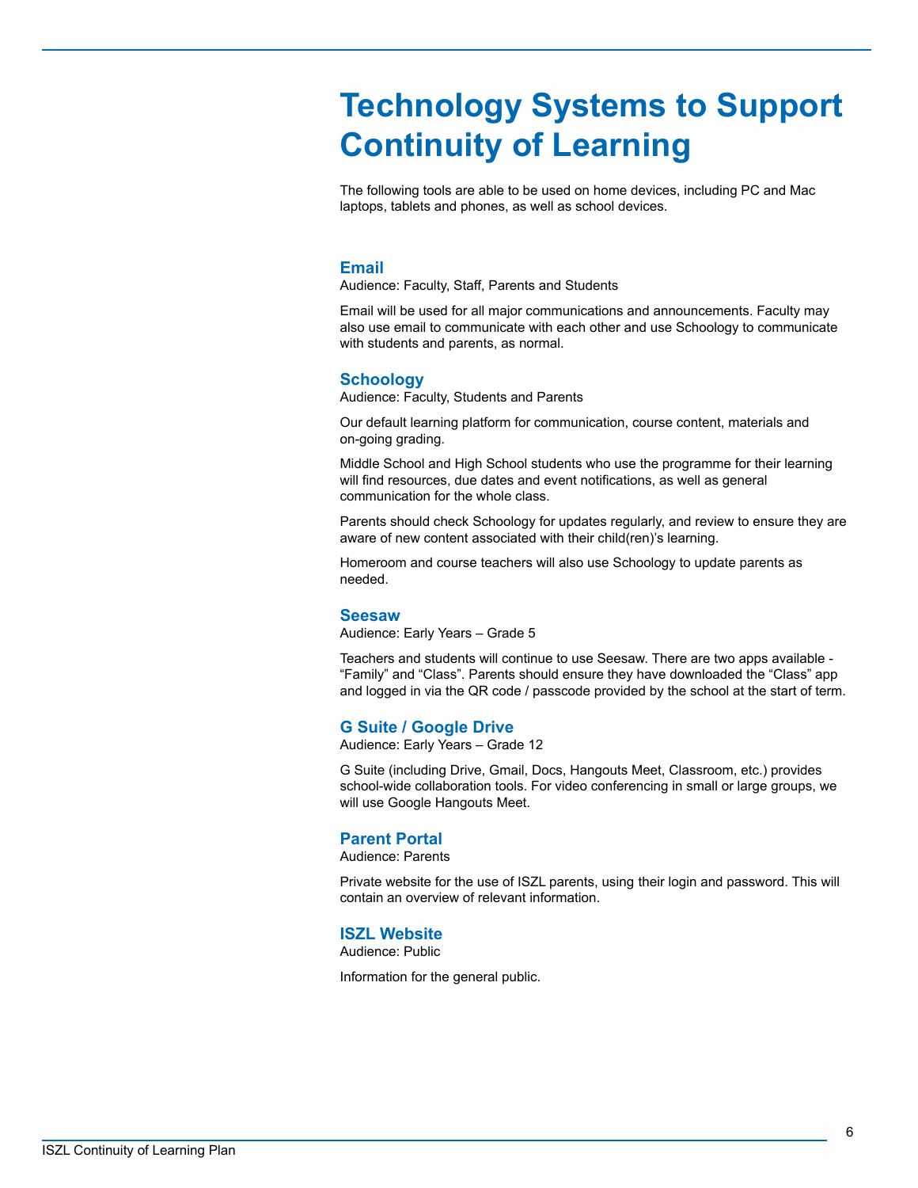# Technology Systems to Support Continuity of Learning

The following tools are able to be used on home devices, including PC and Mac laptops, tablets and phones, as well as school devices.

## Email

Audience: Faculty, Staff, Parents and Students

Email will be used for all major communications and announcements. Faculty may also use email to communicate with each other and use Schoology to communicate with students and parents, as normal.

## Schoology

Audience: Faculty, Students and Parents

Our default learning platform for communication, course content, materials and on-going grading.

Middle School and High School students who use the programme for their learning will find resources, due dates and event notifications, as well as general communication for the whole class.

Parents should check Schoology for updates regularly, and review to ensure they are aware of new content associated with their child(ren)'s learning.

Homeroom and course teachers will also use Schoology to update parents as needed.

## Seesaw

Audience: Early Years – Grade 5

Teachers and students will continue to use Seesaw. There are two apps available - "Family" and "Class". Parents should ensure they have downloaded the "Class" app and logged in via the QR code / passcode provided by the school at the start of term.

## G Suite / Google Drive

Audience: Early Years – Grade 12

G Suite (including Drive, Gmail, Docs, Hangouts Meet, Classroom, etc.) provides school-wide collaboration tools. For video conferencing in small or large groups, we will use Google Hangouts Meet.

## Parent Portal

Audience: Parents

Private website for the use of ISZL parents, using their login and password. This will contain an overview of relevant information.

## ISZL Website

Audience: Public

Information for the general public.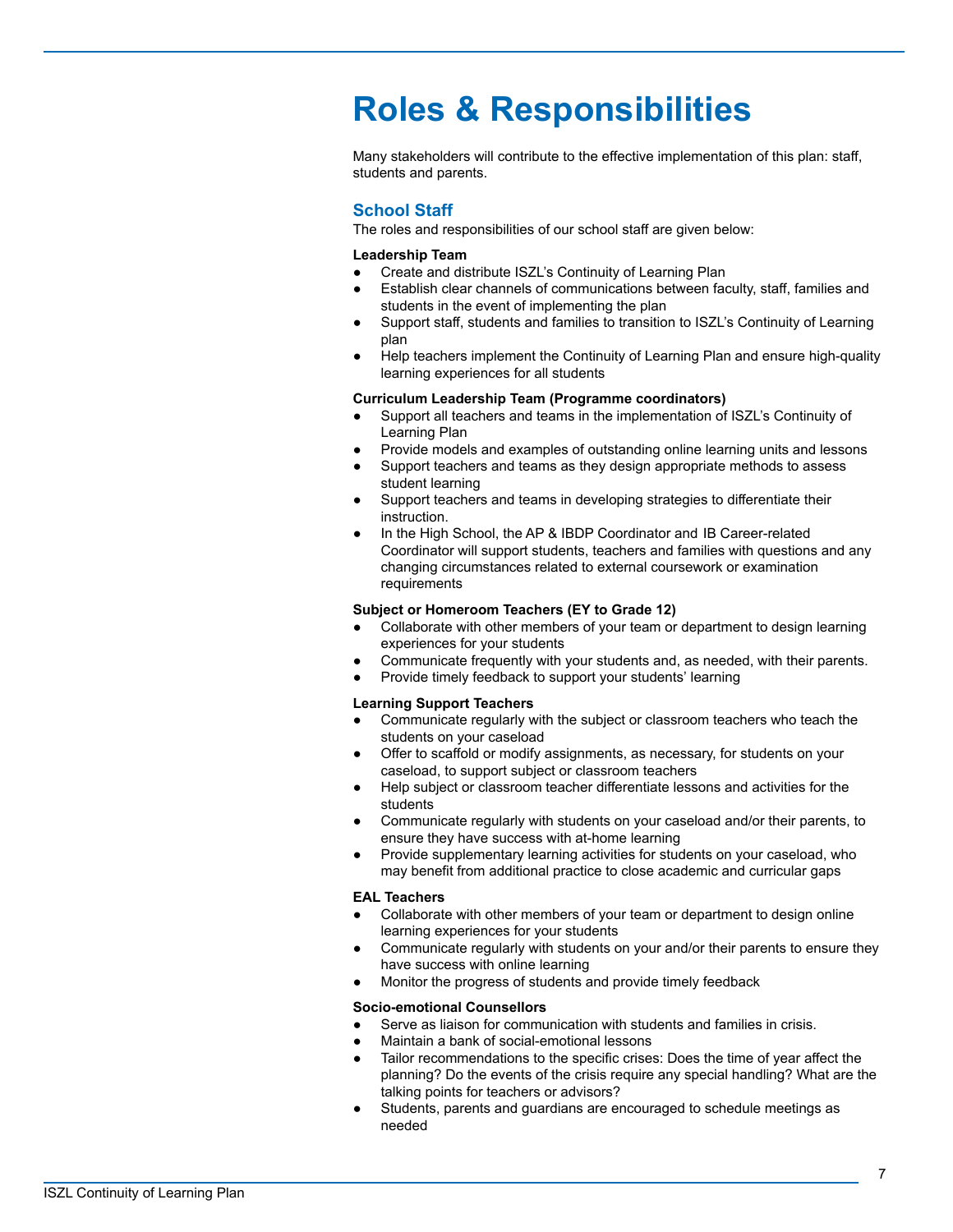# Roles & Responsibilities

Many stakeholders will contribute to the effective implementation of this plan: staff, students and parents.

## School Staff

The roles and responsibilities of our school staff are given below:

**Leadership Team**

- Create and distribute ISZL's Continuity of Learning Plan
- Establish clear channels of communications between faculty, staff, families and students in the event of implementing the plan
- Support staff, students and families to transition to ISZL's Continuity of Learning plan
- Help teachers implement the Continuity of Learning Plan and ensure high-quality learning experiences for all students

**Curriculum Leadership Team (Programme coordinators)**

- Support all teachers and teams in the implementation of ISZL's Continuity of Learning Plan
- Provide models and examples of outstanding online learning units and lessons
- Support teachers and teams as they design appropriate methods to assess student learning
- Support teachers and teams in developing strategies to differentiate their instruction.
- In the High School, the AP & IBDP Coordinator and IB Career-related Coordinator will support students, teachers and families with questions and any changing circumstances related to external coursework or examination requirements

**Subject or Homeroom Teachers (EY to Grade 12)**

- Collaborate with other members of your team or department to design learning experiences for your students
- Communicate frequently with your students and, as needed, with their parents.
- Provide timely feedback to support your students' learning

**Learning Support Teachers**

- Communicate regularly with the subject or classroom teachers who teach the students on your caseload
- Offer to scaffold or modify assignments, as necessary, for students on your caseload, to support subject or classroom teachers
- Help subject or classroom teacher differentiate lessons and activities for the students
- Communicate regularly with students on your caseload and/or their parents, to ensure they have success with at-home learning
- Provide supplementary learning activities for students on your caseload, who may benefit from additional practice to close academic and curricular gaps

**EAL Teachers**

- Collaborate with other members of your team or department to design online learning experiences for your students
- Communicate regularly with students on your and/or their parents to ensure they have success with online learning
- Monitor the progress of students and provide timely feedback

**Socio-emotional Counsellors**

- Serve as liaison for communication with students and families in crisis.
- Maintain a bank of social-emotional lessons
- Tailor recommendations to the specific crises: Does the time of year affect the planning? Do the events of the crisis require any special handling? What are the talking points for teachers or advisors?
- Students, parents and guardians are encouraged to schedule meetings as needed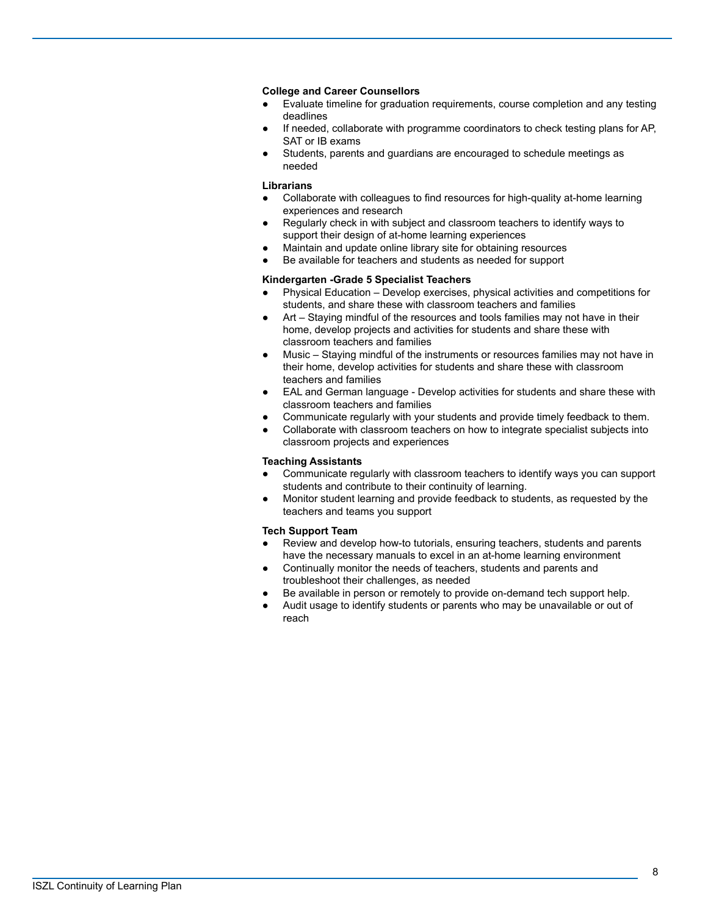**College and Career Counsellors**

- Evaluate timeline for graduation requirements, course completion and any testing deadlines
- If needed, collaborate with programme coordinators to check testing plans for AP, SAT or IB exams
- Students, parents and guardians are encouraged to schedule meetings as needed

**Librarians**

- Collaborate with colleagues to find resources for high-quality at-home learning experiences and research
- Regularly check in with subject and classroom teachers to identify ways to support their design of at-home learning experiences
- Maintain and update online library site for obtaining resources
- Be available for teachers and students as needed for support

**Kindergarten -Grade 5 Specialist Teachers**

- Physical Education – Develop exercises, physical activities and competitions for students, and share these with classroom teachers and families
- Art – Staying mindful of the resources and tools families may not have in their home, develop projects and activities for students and share these with classroom teachers and families
- Music – Staying mindful of the instruments or resources families may not have in their home, develop activities for students and share these with classroom teachers and families
- EAL and German language - Develop activities for students and share these with classroom teachers and families
- Communicate regularly with your students and provide timely feedback to them.
- Collaborate with classroom teachers on how to integrate specialist subjects into classroom projects and experiences

**Teaching Assistants**

- Communicate regularly with classroom teachers to identify ways you can support students and contribute to their continuity of learning.
- Monitor student learning and provide feedback to students, as requested by the teachers and teams you support

**Tech Support Team**

- Review and develop how-to tutorials, ensuring teachers, students and parents have the necessary manuals to excel in an at-home learning environment
- Continually monitor the needs of teachers, students and parents and troubleshoot their challenges, as needed
- Be available in person or remotely to provide on-demand tech support help.
- Audit usage to identify students or parents who may be unavailable or out of reach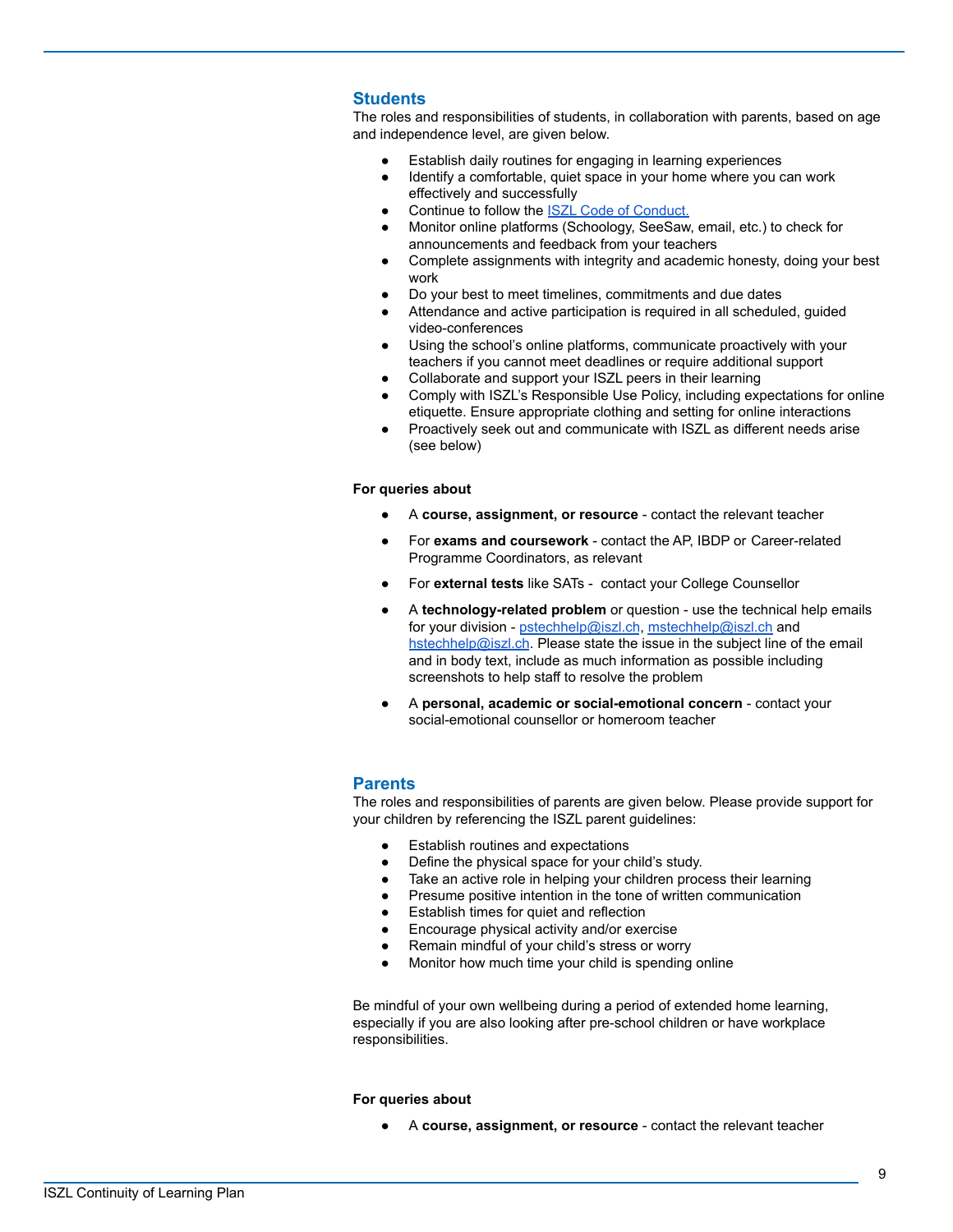## Students

The roles and responsibilities of students, in collaboration with parents, based on age and independence level, are given below.

- Establish daily routines for engaging in learning experiences
- Identify a comfortable, quiet space in your home where you can work effectively and successfully
- Continue to follow the ISZL Code of Conduct.
- Monitor online platforms (Schoology, SeeSaw, email, etc.) to check for announcements and feedback from your teachers
- Complete assignments with integrity and academic honesty, doing your best work
- Do your best to meet timelines, commitments and due dates
- Attendance and active participation is required in all scheduled, guided video-conferences
- Using the school's online platforms, communicate proactively with your teachers if you cannot meet deadlines or require additional support
- Collaborate and support your ISZL peers in their learning
- Comply with ISZL's Responsible Use Policy, including expectations for online etiquette. Ensure appropriate clothing and setting for online interactions
- Proactively seek out and communicate with ISZL as different needs arise (see below)

**For queries about**

- A **course, assignment, or resource** - contact the relevant teacher
- For **exams and coursework** - contact the AP, IBDP or Career-related Programme Coordinators, as relevant
- For **external tests** like SATs - contact your College Counsellor
- A **technology-related problem** or question - use the technical help emails for your division - pstechhelp@iszl.ch, mstechhelp@iszl.ch and hstechhelp@iszl.ch. Please state the issue in the subject line of the email and in body text, include as much information as possible including screenshots to help staff to resolve the problem
- A **personal, academic or social-emotional concern** - contact your social-emotional counsellor or homeroom teacher

## Parents

The roles and responsibilities of parents are given below. Please provide support for your children by referencing the ISZL parent guidelines:

- Establish routines and expectations
- Define the physical space for your child's study.
- Take an active role in helping your children process their learning
- Presume positive intention in the tone of written communication
- Establish times for quiet and reflection
- Encourage physical activity and/or exercise
- Remain mindful of your child's stress or worry
- Monitor how much time your child is spending online

Be mindful of your own wellbeing during a period of extended home learning, especially if you are also looking after pre-school children or have workplace responsibilities.

**For queries about**

- A **course, assignment, or resource** - contact the relevant teacher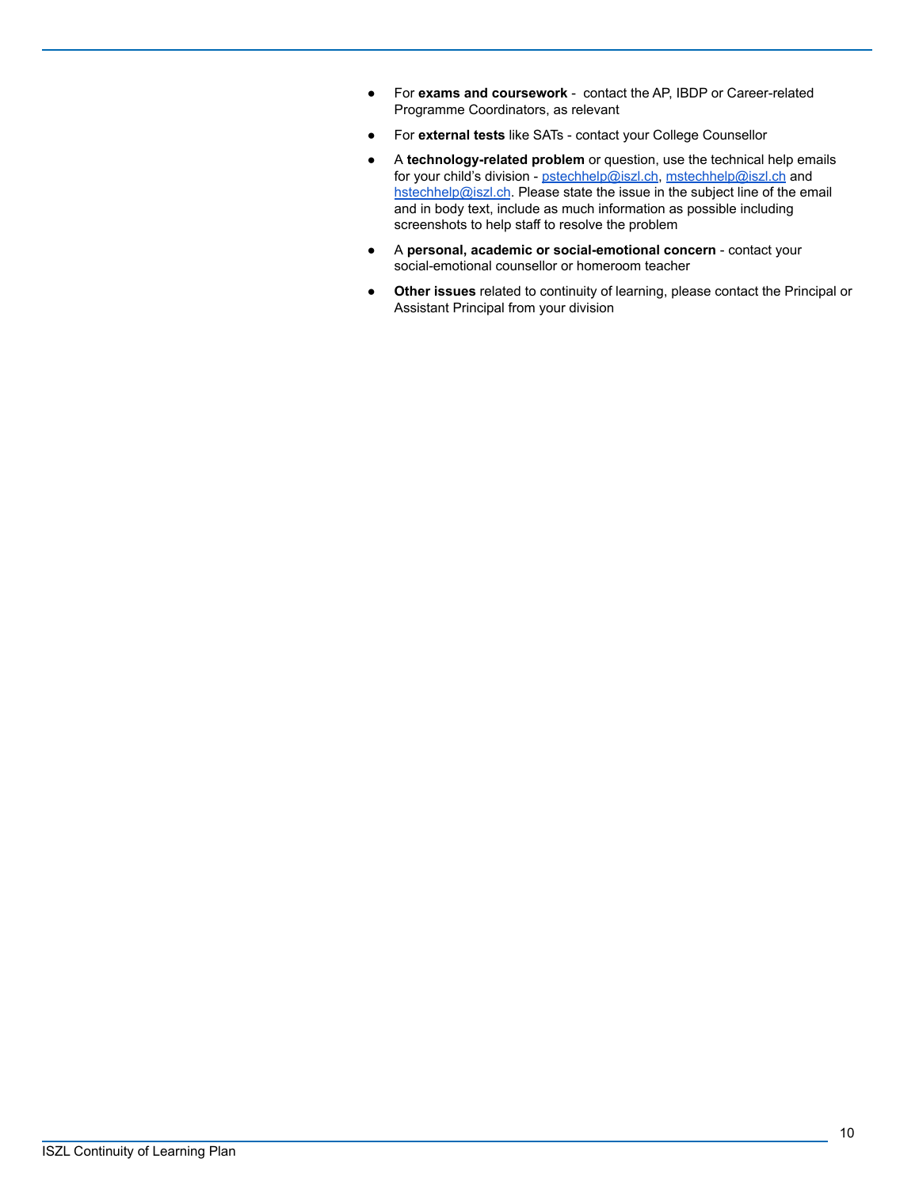- For **exams and coursework** - contact the AP, IBDP or Career-related Programme Coordinators, as relevant
- For **external tests** like SATs - contact your College Counsellor
- A **technology-related problem** or question, use the technical help emails for your child's division - pstechhelp@iszl.ch, mstechhelp@iszl.ch and hstechhelp@iszl.ch. Please state the issue in the subject line of the email and in body text, include as much information as possible including screenshots to help staff to resolve the problem
- A **personal, academic or social-emotional concern** - contact your social-emotional counsellor or homeroom teacher
- **Other issues** related to continuity of learning, please contact the Principal or Assistant Principal from your division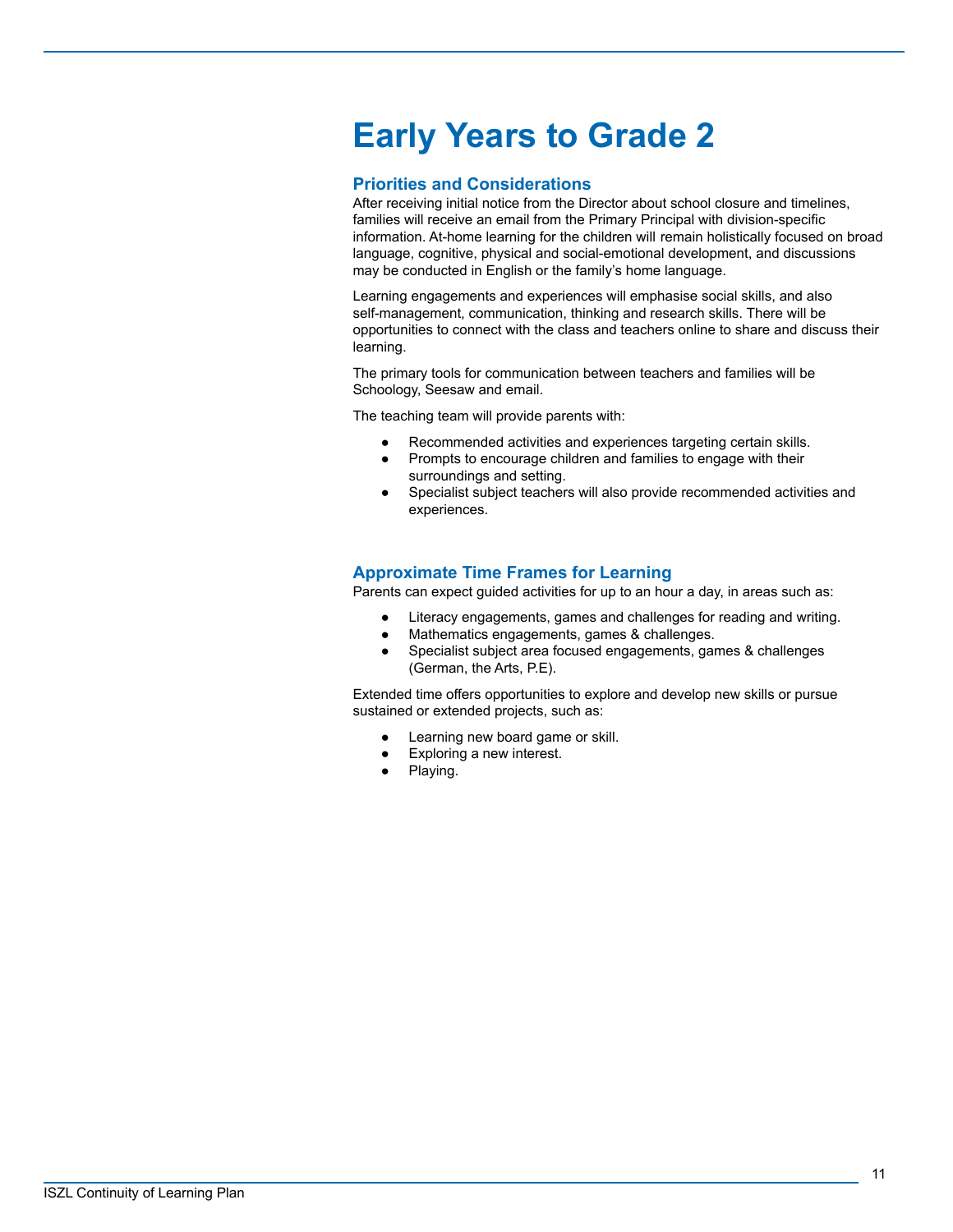# Early Years to Grade 2

## Priorities and Considerations

After receiving initial notice from the Director about school closure and timelines, families will receive an email from the Primary Principal with division-specific information. At-home learning for the children will remain holistically focused on broad language, cognitive, physical and social-emotional development, and discussions may be conducted in English or the family's home language.

Learning engagements and experiences will emphasise social skills, and also self-management, communication, thinking and research skills. There will be opportunities to connect with the class and teachers online to share and discuss their learning.

The primary tools for communication between teachers and families will be Schoology, Seesaw and email.

The teaching team will provide parents with:

- Recommended activities and experiences targeting certain skills.
- Prompts to encourage children and families to engage with their surroundings and setting.
- Specialist subject teachers will also provide recommended activities and experiences.

## Approximate Time Frames for Learning

Parents can expect guided activities for up to an hour a day, in areas such as:

- Literacy engagements, games and challenges for reading and writing.
- Mathematics engagements, games & challenges.
- Specialist subject area focused engagements, games & challenges (German, the Arts, P.E).

Extended time offers opportunities to explore and develop new skills or pursue sustained or extended projects, such as:

- Learning new board game or skill.
- Exploring a new interest.
- Playing.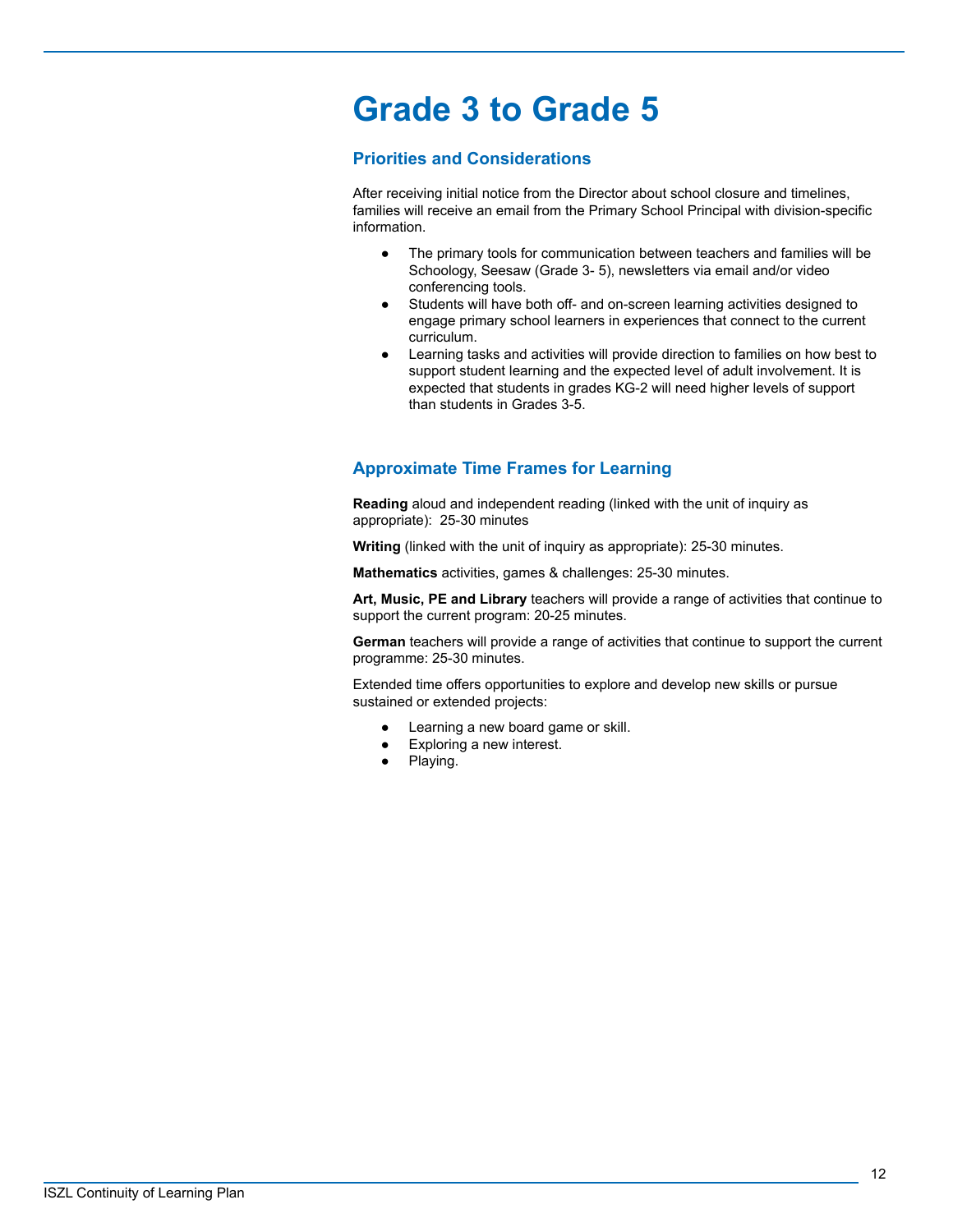# Grade 3 to Grade 5

## Priorities and Considerations

After receiving initial notice from the Director about school closure and timelines, families will receive an email from the Primary School Principal with division-specific information.

- The primary tools for communication between teachers and families will be Schoology, Seesaw (Grade 3- 5), newsletters via email and/or video conferencing tools.
- Students will have both off- and on-screen learning activities designed to engage primary school learners in experiences that connect to the current curriculum.
- Learning tasks and activities will provide direction to families on how best to support student learning and the expected level of adult involvement. It is expected that students in grades KG-2 will need higher levels of support than students in Grades 3-5.

## Approximate Time Frames for Learning

**Reading** aloud and independent reading (linked with the unit of inquiry as appropriate): 25-30 minutes

**Writing** (linked with the unit of inquiry as appropriate): 25-30 minutes.

**Mathematics** activities, games & challenges: 25-30 minutes.

**Art, Music, PE and Library** teachers will provide a range of activities that continue to support the current program: 20-25 minutes.

**German** teachers will provide a range of activities that continue to support the current programme: 25-30 minutes.

Extended time offers opportunities to explore and develop new skills or pursue sustained or extended projects:

- Learning a new board game or skill.
- Exploring a new interest.
- Playing.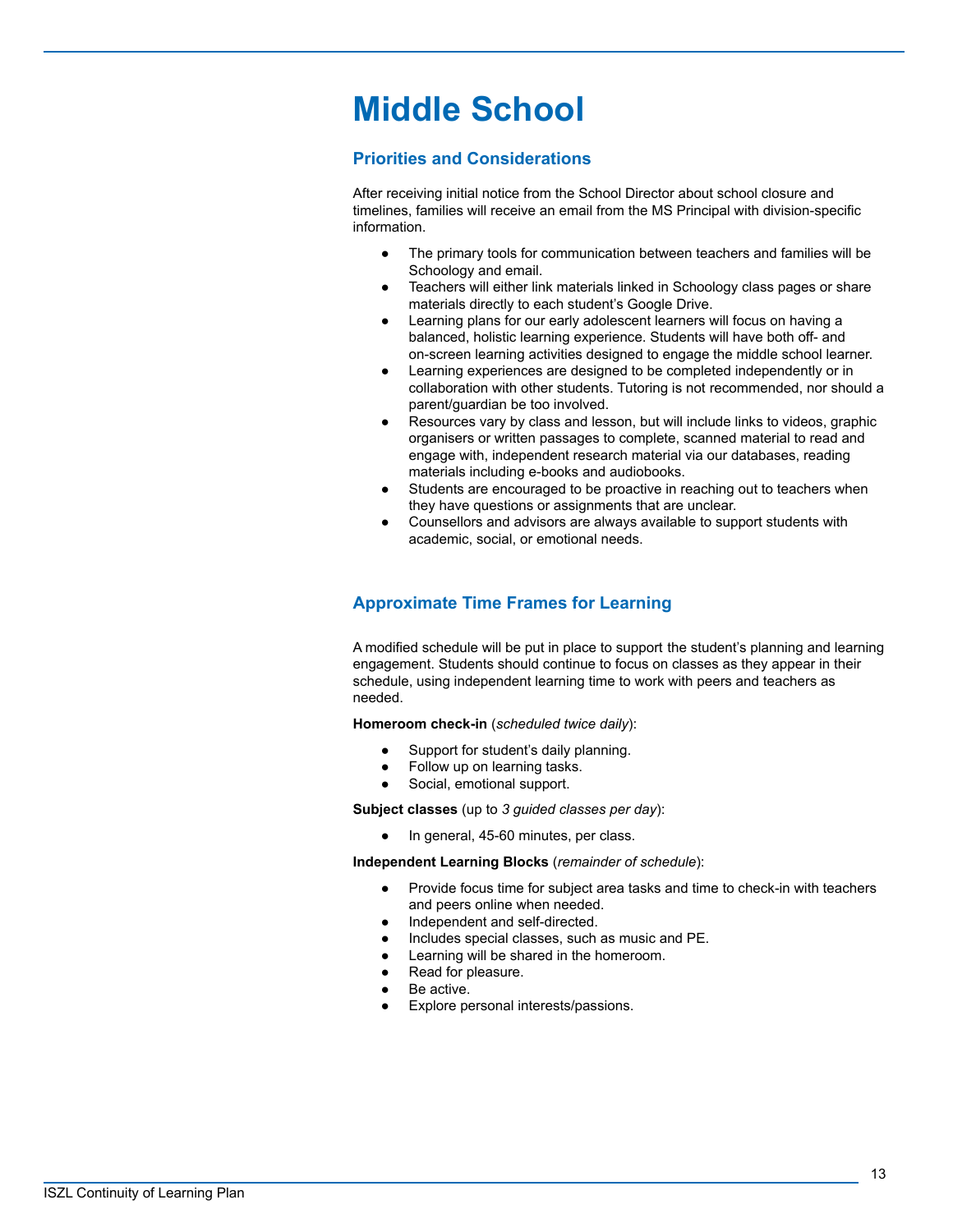# Middle School

## Priorities and Considerations

After receiving initial notice from the School Director about school closure and timelines, families will receive an email from the MS Principal with division-specific information.

- The primary tools for communication between teachers and families will be Schoology and email.
- Teachers will either link materials linked in Schoology class pages or share materials directly to each student's Google Drive.
- Learning plans for our early adolescent learners will focus on having a balanced, holistic learning experience. Students will have both off- and on-screen learning activities designed to engage the middle school learner.
- Learning experiences are designed to be completed independently or in collaboration with other students. Tutoring is not recommended, nor should a parent/guardian be too involved.
- Resources vary by class and lesson, but will include links to videos, graphic organisers or written passages to complete, scanned material to read and engage with, independent research material via our databases, reading materials including e-books and audiobooks.
- Students are encouraged to be proactive in reaching out to teachers when they have questions or assignments that are unclear.
- Counsellors and advisors are always available to support students with academic, social, or emotional needs.

## Approximate Time Frames for Learning

A modified schedule will be put in place to support the student's planning and learning engagement. Students should continue to focus on classes as they appear in their schedule, using independent learning time to work with peers and teachers as needed.

**Homeroom check-in** (*scheduled twice daily*):

- Support for student's daily planning.
- Follow up on learning tasks.
- Social, emotional support.

**Subject classes** (up to *3 guided classes per day*):

- In general, 45-60 minutes, per class.

**Independent Learning Blocks** (*remainder of schedule*):

- Provide focus time for subject area tasks and time to check-in with teachers and peers online when needed.
- Independent and self-directed.
- Includes special classes, such as music and PE.
- Learning will be shared in the homeroom.
- Read for pleasure.
- Be active.
- Explore personal interests/passions.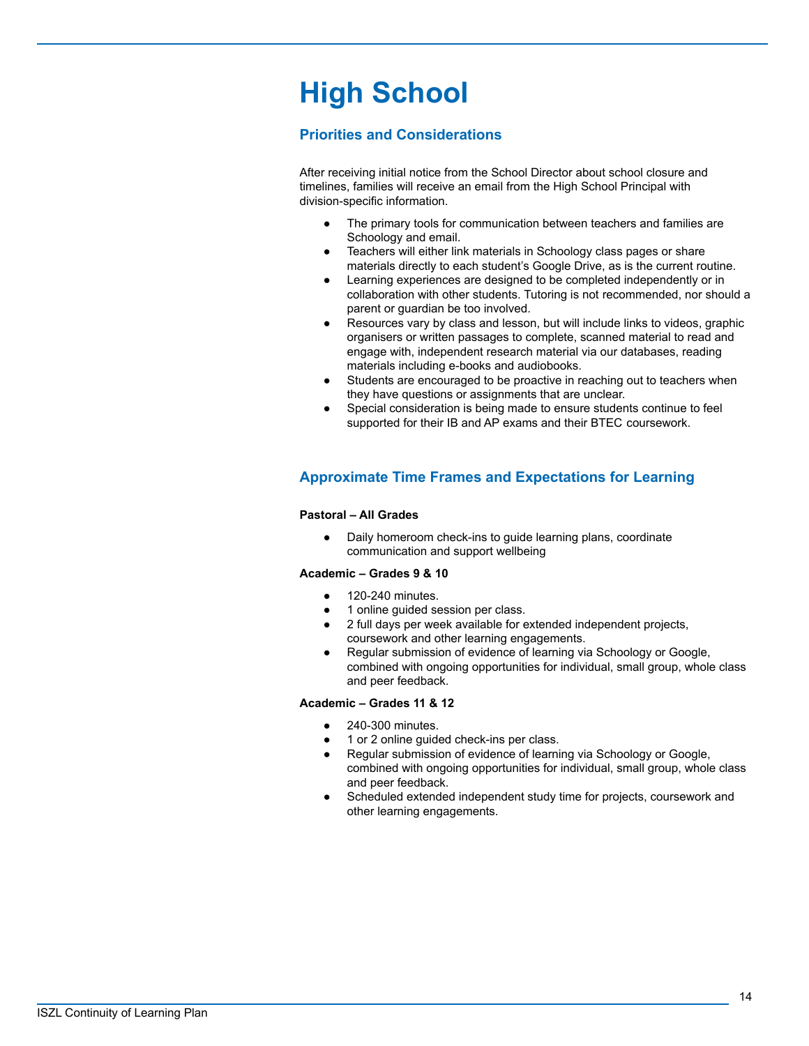# High School

## Priorities and Considerations

After receiving initial notice from the School Director about school closure and timelines, families will receive an email from the High School Principal with division-specific information.

- The primary tools for communication between teachers and families are Schoology and email.
- Teachers will either link materials in Schoology class pages or share materials directly to each student's Google Drive, as is the current routine.
- Learning experiences are designed to be completed independently or in collaboration with other students. Tutoring is not recommended, nor should a parent or guardian be too involved.
- Resources vary by class and lesson, but will include links to videos, graphic organisers or written passages to complete, scanned material to read and engage with, independent research material via our databases, reading materials including e-books and audiobooks.
- Students are encouraged to be proactive in reaching out to teachers when they have questions or assignments that are unclear.
- Special consideration is being made to ensure students continue to feel supported for their IB and AP exams and their BTEC coursework.

## Approximate Time Frames and Expectations for Learning

**Pastoral – All Grades**

- Daily homeroom check-ins to guide learning plans, coordinate communication and support wellbeing

**Academic – Grades 9 & 10**

- 120-240 minutes.
- 1 online guided session per class.
- 2 full days per week available for extended independent projects, coursework and other learning engagements.
- Regular submission of evidence of learning via Schoology or Google, combined with ongoing opportunities for individual, small group, whole class and peer feedback.

**Academic – Grades 11 & 12**

- 240-300 minutes.
- 1 or 2 online guided check-ins per class.
- Regular submission of evidence of learning via Schoology or Google, combined with ongoing opportunities for individual, small group, whole class and peer feedback.
- Scheduled extended independent study time for projects, coursework and other learning engagements.